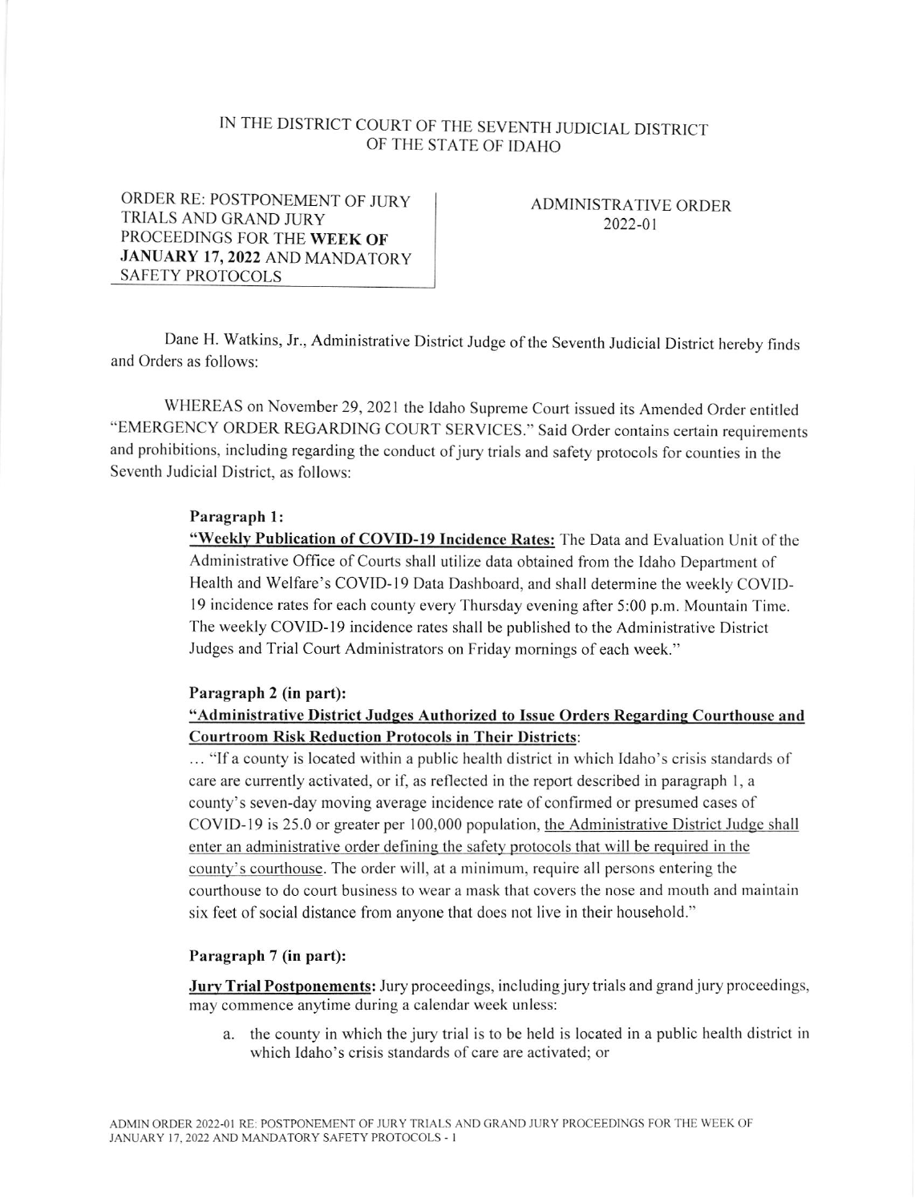# IN THE DISTRICT COURT OF THE SEVENTH JUDICIAL DISTRICT OF THE STATE OF IDAHO

| | |
|---|---|
| ORDER RE: POSTPONEMENT OF JURY TRIALS AND GRAND JURY PROCEEDINGS FOR THE **WEEK OF JANUARY 17, 2022** AND MANDATORY SAFETY PROTOCOLS | ADMINISTRATIVE ORDER 2022-01 |

Dane H. Watkins, Jr., Administrative District Judge of the Seventh Judicial District hereby finds and Orders as follows:

WHEREAS on November 29, 2021 the Idaho Supreme Court issued its Amended Order entitled "EMERGENCY ORDER REGARDING COURT SERVICES." Said Order contains certain requirements and prohibitions, including regarding the conduct of jury trials and safety protocols for counties in the Seventh Judicial District, as follows:

**Paragraph 1:**

**"Weekly Publication of COVID-19 Incidence Rates:** The Data and Evaluation Unit of the Administrative Office of Courts shall utilize data obtained from the Idaho Department of Health and Welfare's COVID-19 Data Dashboard, and shall determine the weekly COVID-19 incidence rates for each county every Thursday evening after 5:00 p.m. Mountain Time. The weekly COVID-19 incidence rates shall be published to the Administrative District Judges and Trial Court Administrators on Friday mornings of each week."

**Paragraph 2 (in part):**

**"Administrative District Judges Authorized to Issue Orders Regarding Courthouse and Courtroom Risk Reduction Protocols in Their Districts:**

... "If a county is located within a public health district in which Idaho's crisis standards of care are currently activated, or if, as reflected in the report described in paragraph 1, a county's seven-day moving average incidence rate of confirmed or presumed cases of COVID-19 is 25.0 or greater per 100,000 population, the Administrative District Judge shall enter an administrative order defining the safety protocols that will be required in the county's courthouse. The order will, at a minimum, require all persons entering the courthouse to do court business to wear a mask that covers the nose and mouth and maintain six feet of social distance from anyone that does not live in their household."

**Paragraph 7 (in part):**

**Jury Trial Postponements:** Jury proceedings, including jury trials and grand jury proceedings, may commence anytime during a calendar week unless:

a. the county in which the jury trial is to be held is located in a public health district in which Idaho's crisis standards of care are activated; or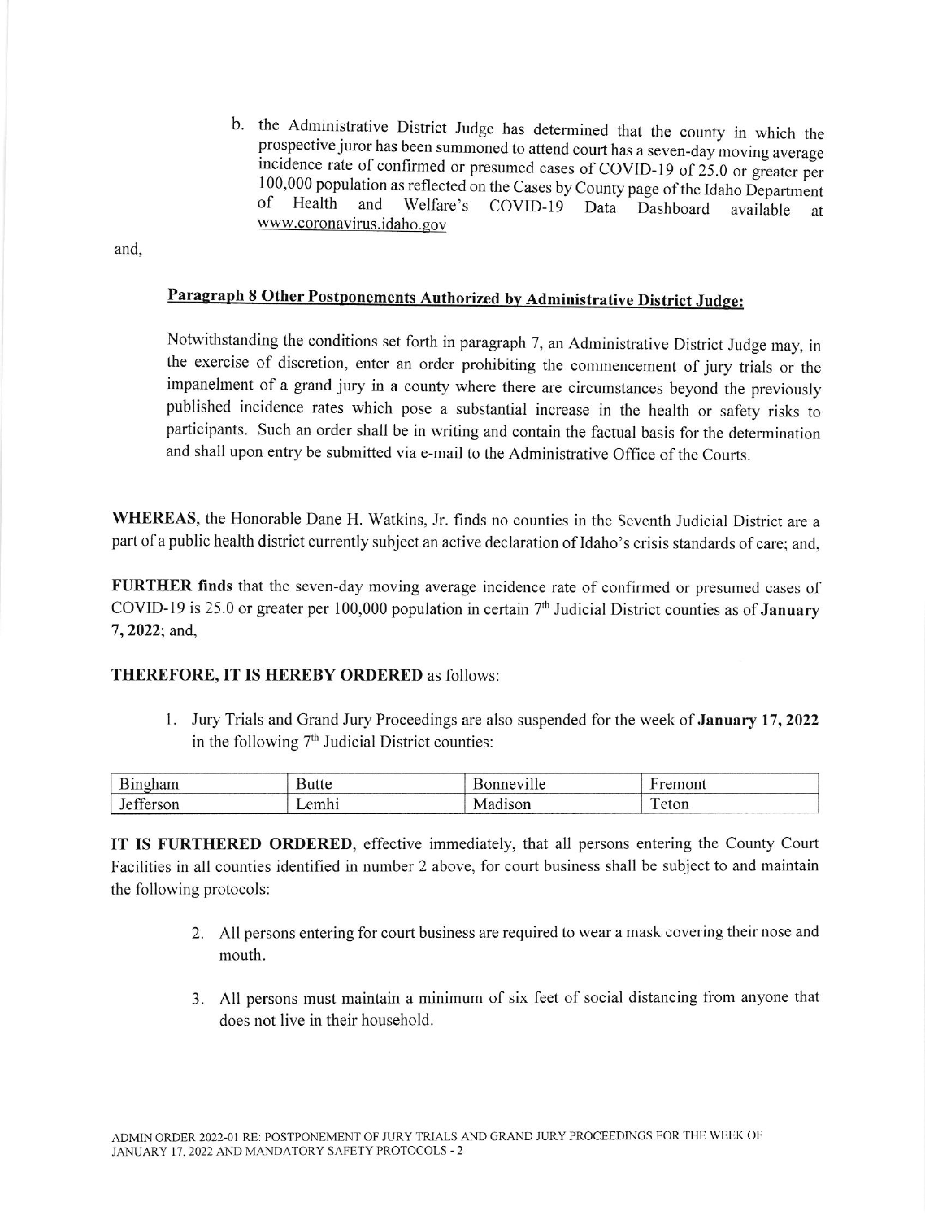b. the Administrative District Judge has determined that the county in which the prospective juror has been summoned to attend court has a seven-day moving average incidence rate of confirmed or presumed cases of COVID-19 of 25.0 or greater per 100,000 population as reflected on the Cases by County page of the Idaho Department of Health and Welfare's COVID-19 Data Dashboard available at www.coronavirus.idaho.gov

and,

**Paragraph 8 Other Postponements Authorized by Administrative District Judge:**

Notwithstanding the conditions set forth in paragraph 7, an Administrative District Judge may, in the exercise of discretion, enter an order prohibiting the commencement of jury trials or the impanelment of a grand jury in a county where there are circumstances beyond the previously published incidence rates which pose a substantial increase in the health or safety risks to participants. Such an order shall be in writing and contain the factual basis for the determination and shall upon entry be submitted via e-mail to the Administrative Office of the Courts.

**WHEREAS**, the Honorable Dane H. Watkins, Jr. finds no counties in the Seventh Judicial District are a part of a public health district currently subject an active declaration of Idaho's crisis standards of care; and,

**FURTHER finds** that the seven-day moving average incidence rate of confirmed or presumed cases of COVID-19 is 25.0 or greater per 100,000 population in certain 7th Judicial District counties as of **January 7, 2022**; and,

**THEREFORE, IT IS HEREBY ORDERED** as follows:

1. Jury Trials and Grand Jury Proceedings are also suspended for the week of **January 17, 2022** in the following 7th Judicial District counties:

| | | | |
|---|---|---|---|
| Bingham | Butte | Bonneville | Fremont |
| Jefferson | Lemhi | Madison | Teton |

**IT IS FURTHERED ORDERED**, effective immediately, that all persons entering the County Court Facilities in all counties identified in number 2 above, for court business shall be subject to and maintain the following protocols:

2. All persons entering for court business are required to wear a mask covering their nose and mouth.

3. All persons must maintain a minimum of six feet of social distancing from anyone that does not live in their household.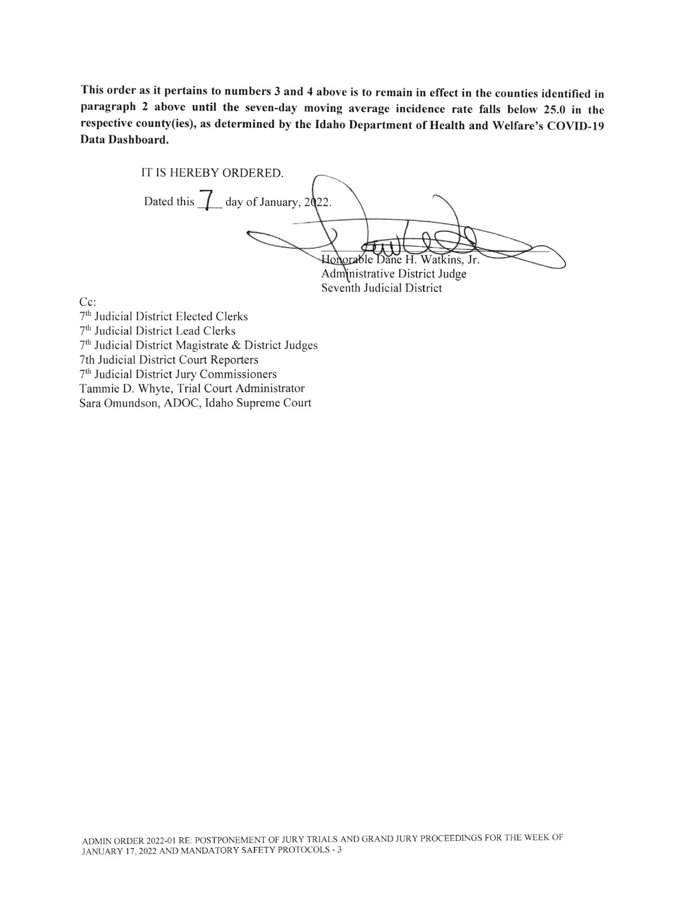**This order as it pertains to numbers 3 and 4 above is to remain in effect in the counties identified in paragraph 2 above until the seven-day moving average incidence rate falls below 25.0 in the respective county(ies), as determined by the Idaho Department of Health and Welfare's COVID-19 Data Dashboard.**

IT IS HEREBY ORDERED.

Dated this 7 day of January, 2022.

Honorable Dane H. Watkins, Jr.
Administrative District Judge
Seventh Judicial District

Cc:
7th Judicial District Elected Clerks
7th Judicial District Lead Clerks
7th Judicial District Magistrate & District Judges
7th Judicial District Court Reporters
7th Judicial District Jury Commissioners
Tammie D. Whyte, Trial Court Administrator
Sara Omundson, ADOC, Idaho Supreme Court

ADMIN ORDER 2022-01 RE: POSTPONEMENT OF JURY TRIALS AND GRAND JURY PROCEEDINGS FOR THE WEEK OF JANUARY 17, 2022 AND MANDATORY SAFETY PROTOCOLS